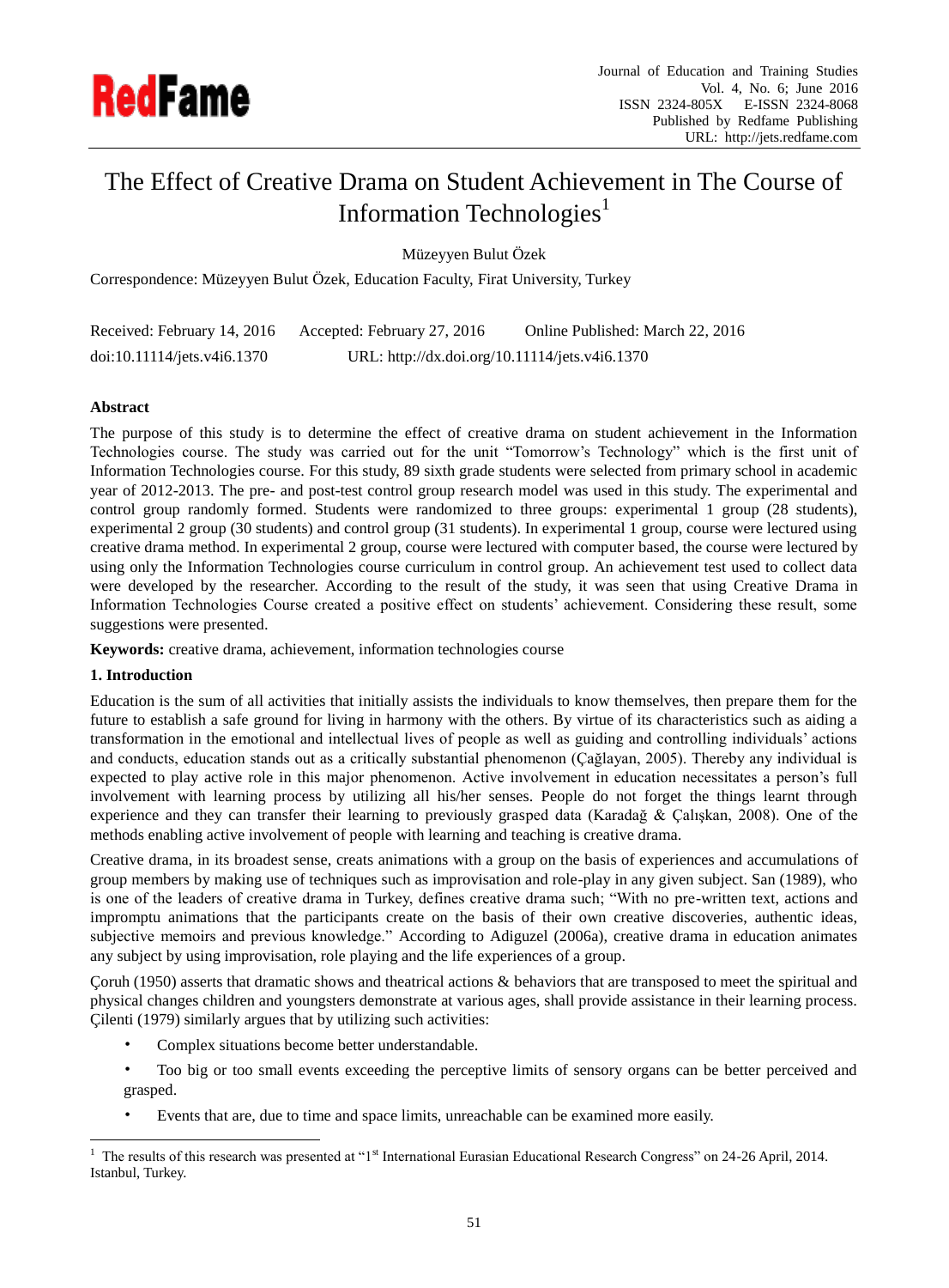# The Effect of Creative Drama on Student Achievement in The Course of Information Technologies[1]

Müzeyyen Bulut Özek

Correspondence: Müzeyyen Bulut Özek, Education Faculty, Firat University, Turkey

Received: February 14, 2016 Accepted: February 27, 2016 Online Published: March 22, 2016

doi:10.11114/jets.v4i6.1370 URL: http://dx.doi.org/10.11114/jets.v4i6.1370

## Abstract

The purpose of this study is to determine the effect of creative drama on student achievement in the Information Technologies course. The study was carried out for the unit "Tomorrow's Technology" which is the first unit of Information Technologies course. For this study, 89 sixth grade students were selected from primary school in academic year of 2012-2013. The pre- and post-test control group research model was used in this study. The experimental and control group randomly formed. Students were randomized to three groups: experimental 1 group (28 students), experimental 2 group (30 students) and control group (31 students). In experimental 1 group, course were lectured using creative drama method. In experimental 2 group, course were lectured with computer based, the course were lectured by using only the Information Technologies course curriculum in control group. An achievement test used to collect data were developed by the researcher. According to the result of the study, it was seen that using Creative Drama in Information Technologies Course created a positive effect on students' achievement. Considering these result, some suggestions were presented.

**Keywords:** creative drama, achievement, information technologies course

## 1. Introduction

Education is the sum of all activities that initially assists the individuals to know themselves, then prepare them for the future to establish a safe ground for living in harmony with the others. By virtue of its characteristics such as aiding a transformation in the emotional and intellectual lives of people as well as guiding and controlling individuals' actions and conducts, education stands out as a critically substantial phenomenon (Çağlayan, 2005). Thereby any individual is expected to play active role in this major phenomenon. Active involvement in education necessitates a person's full involvement with learning process by utilizing all his/her senses. People do not forget the things learnt through experience and they can transfer their learning to previously grasped data (Karadağ & Çalışkan, 2008). One of the methods enabling active involvement of people with learning and teaching is creative drama.

Creative drama, in its broadest sense, creats animations with a group on the basis of experiences and accumulations of group members by making use of techniques such as improvisation and role-play in any given subject. San (1989), who is one of the leaders of creative drama in Turkey, defines creative drama such; "With no pre-written text, actions and impromptu animations that the participants create on the basis of their own creative discoveries, authentic ideas, subjective memoirs and previous knowledge." According to Adiguzel (2006a), creative drama in education animates any subject by using improvisation, role playing and the life experiences of a group.

Çoruh (1950) asserts that dramatic shows and theatrical actions & behaviors that are transposed to meet the spiritual and physical changes children and youngsters demonstrate at various ages, shall provide assistance in their learning process. Çilenti (1979) similarly argues that by utilizing such activities:

- Complex situations become better understandable.
- Too big or too small events exceeding the perceptive limits of sensory organs can be better perceived and grasped.
- Events that are, due to time and space limits, unreachable can be examined more easily.

[1] The results of this research was presented at "1st International Eurasian Educational Research Congress" on 24-26 April, 2014. Istanbul, Turkey.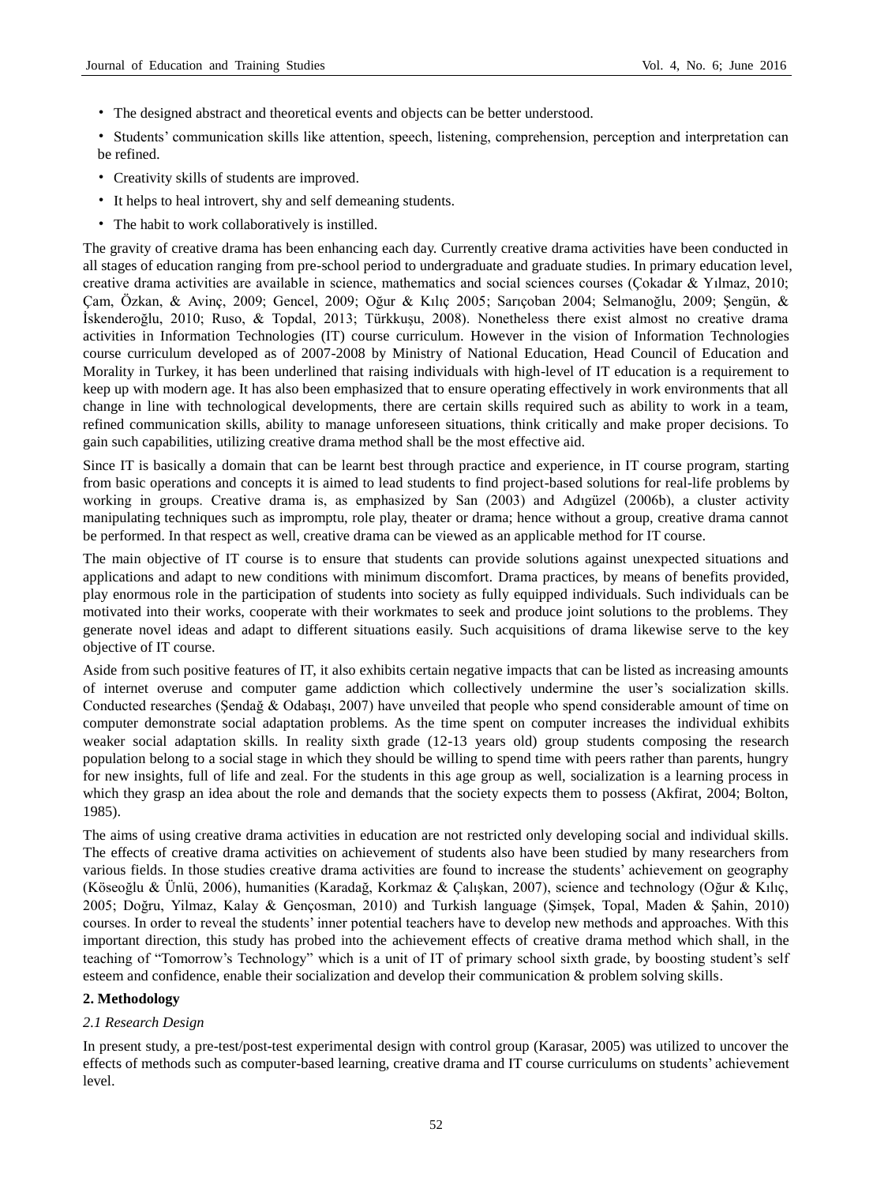- The designed abstract and theoretical events and objects can be better understood.
- Students' communication skills like attention, speech, listening, comprehension, perception and interpretation can be refined.
- Creativity skills of students are improved.
- It helps to heal introvert, shy and self demeaning students.
- The habit to work collaboratively is instilled.

The gravity of creative drama has been enhancing each day. Currently creative drama activities have been conducted in all stages of education ranging from pre-school period to undergraduate and graduate studies. In primary education level, creative drama activities are available in science, mathematics and social sciences courses (Çokadar & Yılmaz, 2010; Çam, Özkan, & Avinç, 2009; Gencel, 2009; Oğur & Kılıç 2005; Sarıçoban 2004; Selmanoğlu, 2009; Şengün, & İskenderoğlu, 2010; Ruso, & Topdal, 2013; Türkkuşu, 2008). Nonetheless there exist almost no creative drama activities in Information Technologies (IT) course curriculum. However in the vision of Information Technologies course curriculum developed as of 2007-2008 by Ministry of National Education, Head Council of Education and Morality in Turkey, it has been underlined that raising individuals with high-level of IT education is a requirement to keep up with modern age. It has also been emphasized that to ensure operating effectively in work environments that all change in line with technological developments, there are certain skills required such as ability to work in a team, refined communication skills, ability to manage unforeseen situations, think critically and make proper decisions. To gain such capabilities, utilizing creative drama method shall be the most effective aid.

Since IT is basically a domain that can be learnt best through practice and experience, in IT course program, starting from basic operations and concepts it is aimed to lead students to find project-based solutions for real-life problems by working in groups. Creative drama is, as emphasized by San (2003) and Adıgüzel (2006b), a cluster activity manipulating techniques such as impromptu, role play, theater or drama; hence without a group, creative drama cannot be performed. In that respect as well, creative drama can be viewed as an applicable method for IT course.

The main objective of IT course is to ensure that students can provide solutions against unexpected situations and applications and adapt to new conditions with minimum discomfort. Drama practices, by means of benefits provided, play enormous role in the participation of students into society as fully equipped individuals. Such individuals can be motivated into their works, cooperate with their workmates to seek and produce joint solutions to the problems. They generate novel ideas and adapt to different situations easily. Such acquisitions of drama likewise serve to the key objective of IT course.

Aside from such positive features of IT, it also exhibits certain negative impacts that can be listed as increasing amounts of internet overuse and computer game addiction which collectively undermine the user's socialization skills. Conducted researches (Şendağ & Odabaşı, 2007) have unveiled that people who spend considerable amount of time on computer demonstrate social adaptation problems. As the time spent on computer increases the individual exhibits weaker social adaptation skills. In reality sixth grade (12-13 years old) group students composing the research population belong to a social stage in which they should be willing to spend time with peers rather than parents, hungry for new insights, full of life and zeal. For the students in this age group as well, socialization is a learning process in which they grasp an idea about the role and demands that the society expects them to possess (Akfirat, 2004; Bolton, 1985).

The aims of using creative drama activities in education are not restricted only developing social and individual skills. The effects of creative drama activities on achievement of students also have been studied by many researchers from various fields. In those studies creative drama activities are found to increase the students' achievement on geography (Köseoğlu & Ünlü, 2006), humanities (Karadağ, Korkmaz & Çalışkan, 2007), science and technology (Oğur & Kılıç, 2005; Doğru, Yilmaz, Kalay & Gençosman, 2010) and Turkish language (Şimşek, Topal, Maden & Şahin, 2010) courses. In order to reveal the students' inner potential teachers have to develop new methods and approaches. With this important direction, this study has probed into the achievement effects of creative drama method which shall, in the teaching of "Tomorrow's Technology" which is a unit of IT of primary school sixth grade, by boosting student's self esteem and confidence, enable their socialization and develop their communication & problem solving skills.

## 2. Methodology

### *2.1 Research Design*

In present study, a pre-test/post-test experimental design with control group (Karasar, 2005) was utilized to uncover the effects of methods such as computer-based learning, creative drama and IT course curriculums on students' achievement level.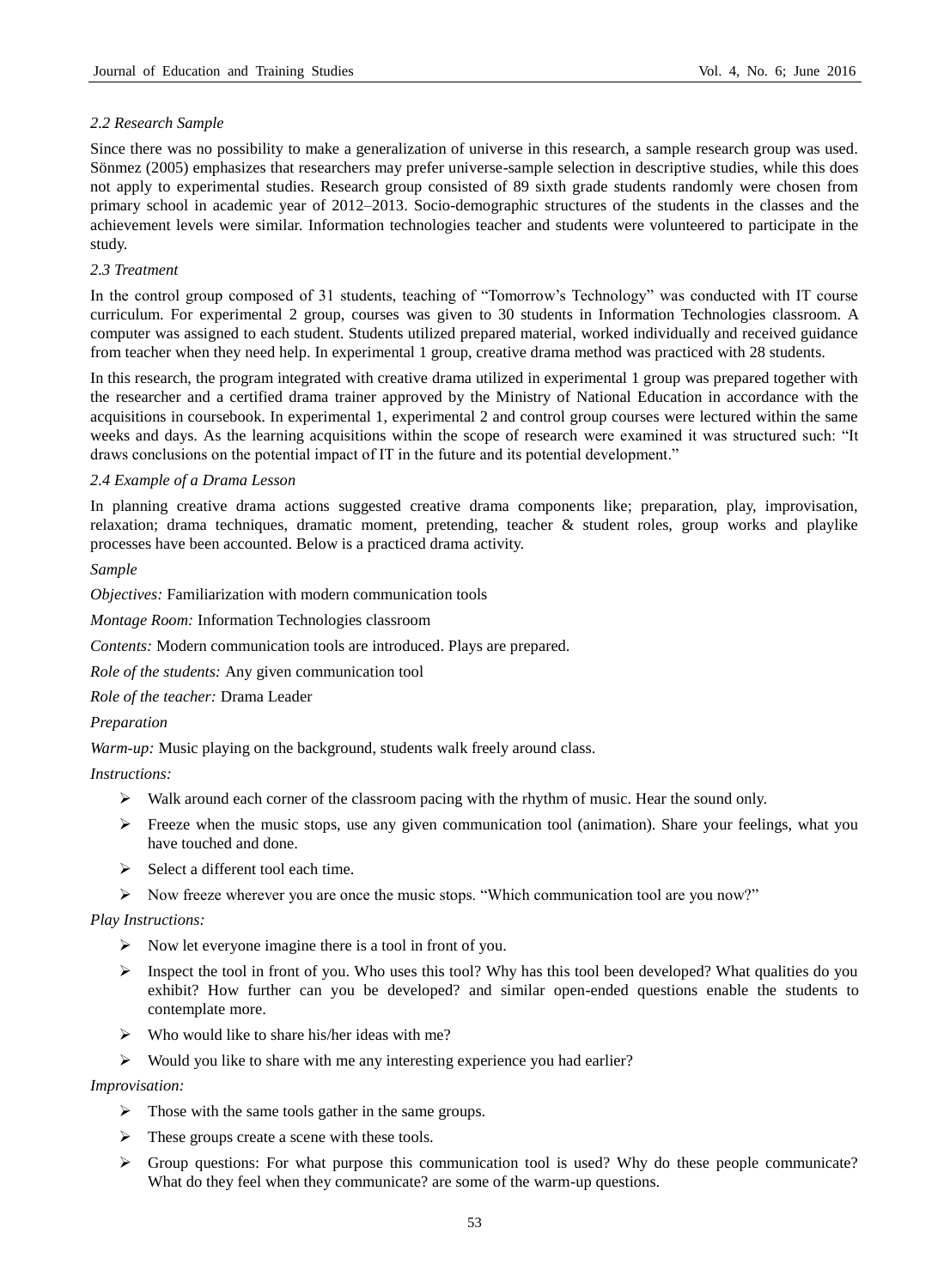### 2.2 Research Sample

Since there was no possibility to make a generalization of universe in this research, a sample research group was used. Sönmez (2005) emphasizes that researchers may prefer universe-sample selection in descriptive studies, while this does not apply to experimental studies. Research group consisted of 89 sixth grade students randomly were chosen from primary school in academic year of 2012–2013. Socio-demographic structures of the students in the classes and the achievement levels were similar. Information technologies teacher and students were volunteered to participate in the study.

### 2.3 Treatment

In the control group composed of 31 students, teaching of "Tomorrow's Technology" was conducted with IT course curriculum. For experimental 2 group, courses was given to 30 students in Information Technologies classroom. A computer was assigned to each student. Students utilized prepared material, worked individually and received guidance from teacher when they need help. In experimental 1 group, creative drama method was practiced with 28 students.

In this research, the program integrated with creative drama utilized in experimental 1 group was prepared together with the researcher and a certified drama trainer approved by the Ministry of National Education in accordance with the acquisitions in coursebook. In experimental 1, experimental 2 and control group courses were lectured within the same weeks and days. As the learning acquisitions within the scope of research were examined it was structured such: "It draws conclusions on the potential impact of IT in the future and its potential development."

### 2.4 Example of a Drama Lesson

In planning creative drama actions suggested creative drama components like; preparation, play, improvisation, relaxation; drama techniques, dramatic moment, pretending, teacher & student roles, group works and playlike processes have been accounted. Below is a practiced drama activity.

*Sample*

*Objectives:* Familiarization with modern communication tools

*Montage Room:* Information Technologies classroom

*Contents:* Modern communication tools are introduced. Plays are prepared.

*Role of the students:* Any given communication tool

*Role of the teacher:* Drama Leader

*Preparation*

*Warm-up:* Music playing on the background, students walk freely around class.

*Instructions:*

- Walk around each corner of the classroom pacing with the rhythm of music. Hear the sound only.
- Freeze when the music stops, use any given communication tool (animation). Share your feelings, what you have touched and done.
- Select a different tool each time.
- Now freeze wherever you are once the music stops. "Which communication tool are you now?"

*Play Instructions:*

- Now let everyone imagine there is a tool in front of you.
- Inspect the tool in front of you. Who uses this tool? Why has this tool been developed? What qualities do you exhibit? How further can you be developed? and similar open-ended questions enable the students to contemplate more.
- Who would like to share his/her ideas with me?
- Would you like to share with me any interesting experience you had earlier?

*Improvisation:*

- Those with the same tools gather in the same groups.
- These groups create a scene with these tools.
- Group questions: For what purpose this communication tool is used? Why do these people communicate? What do they feel when they communicate? are some of the warm-up questions.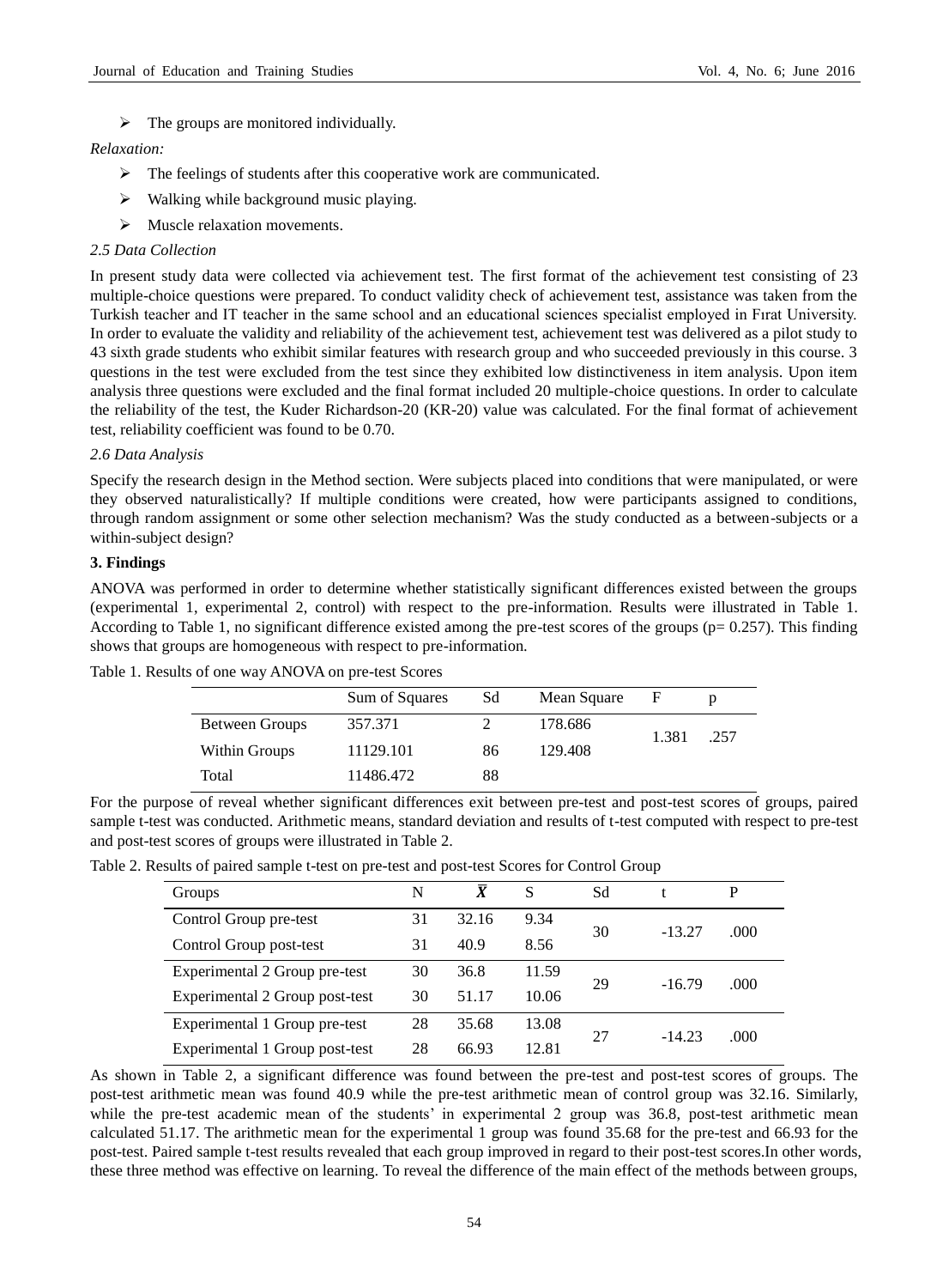- The groups are monitored individually.

*Relaxation:*

- The feelings of students after this cooperative work are communicated.
- Walking while background music playing.
- Muscle relaxation movements.

*2.5 Data Collection*

In present study data were collected via achievement test. The first format of the achievement test consisting of 23 multiple-choice questions were prepared. To conduct validity check of achievement test, assistance was taken from the Turkish teacher and IT teacher in the same school and an educational sciences specialist employed in Fırat University. In order to evaluate the validity and reliability of the achievement test, achievement test was delivered as a pilot study to 43 sixth grade students who exhibit similar features with research group and who succeeded previously in this course. 3 questions in the test were excluded from the test since they exhibited low distinctiveness in item analysis. Upon item analysis three questions were excluded and the final format included 20 multiple-choice questions. In order to calculate the reliability of the test, the Kuder Richardson-20 (KR-20) value was calculated. For the final format of achievement test, reliability coefficient was found to be 0.70.

*2.6 Data Analysis*

Specify the research design in the Method section. Were subjects placed into conditions that were manipulated, or were they observed naturalistically? If multiple conditions were created, how were participants assigned to conditions, through random assignment or some other selection mechanism? Was the study conducted as a between-subjects or a within-subject design?

**3. Findings**

ANOVA was performed in order to determine whether statistically significant differences existed between the groups (experimental 1, experimental 2, control) with respect to the pre-information. Results were illustrated in Table 1. According to Table 1, no significant difference existed among the pre-test scores of the groups (p= 0.257). This finding shows that groups are homogeneous with respect to pre-information.

Table 1. Results of one way ANOVA on pre-test Scores

| | Sum of Squares | Sd | Mean Square | F | p |
|---|---|---|---|---|---|
| Between Groups | 357.371 | 2 | 178.686 | 1.381 | .257 |
| Within Groups | 11129.101 | 86 | 129.408 | | |
| Total | 11486.472 | 88 | | | |

For the purpose of reveal whether significant differences exit between pre-test and post-test scores of groups, paired sample t-test was conducted. Arithmetic means, standard deviation and results of t-test computed with respect to pre-test and post-test scores of groups were illustrated in Table 2.

Table 2. Results of paired sample t-test on pre-test and post-test Scores for Control Group

| Groups | N | $\bar{X}$ | S | Sd | t | P |
|---|---|---|---|---|---|---|
| Control Group pre-test | 31 | 32.16 | 9.34 | 30 | -13.27 | .000 |
| Control Group post-test | 31 | 40.9 | 8.56 | | | |
| Experimental 2 Group pre-test | 30 | 36.8 | 11.59 | 29 | -16.79 | .000 |
| Experimental 2 Group post-test | 30 | 51.17 | 10.06 | | | |
| Experimental 1 Group pre-test | 28 | 35.68 | 13.08 | 27 | -14.23 | .000 |
| Experimental 1 Group post-test | 28 | 66.93 | 12.81 | | | |

As shown in Table 2, a significant difference was found between the pre-test and post-test scores of groups. The post-test arithmetic mean was found 40.9 while the pre-test arithmetic mean of control group was 32.16. Similarly, while the pre-test academic mean of the students' in experimental 2 group was 36.8, post-test arithmetic mean calculated 51.17. The arithmetic mean for the experimental 1 group was found 35.68 for the pre-test and 66.93 for the post-test. Paired sample t-test results revealed that each group improved in regard to their post-test scores.In other words, these three method was effective on learning. To reveal the difference of the main effect of the methods between groups,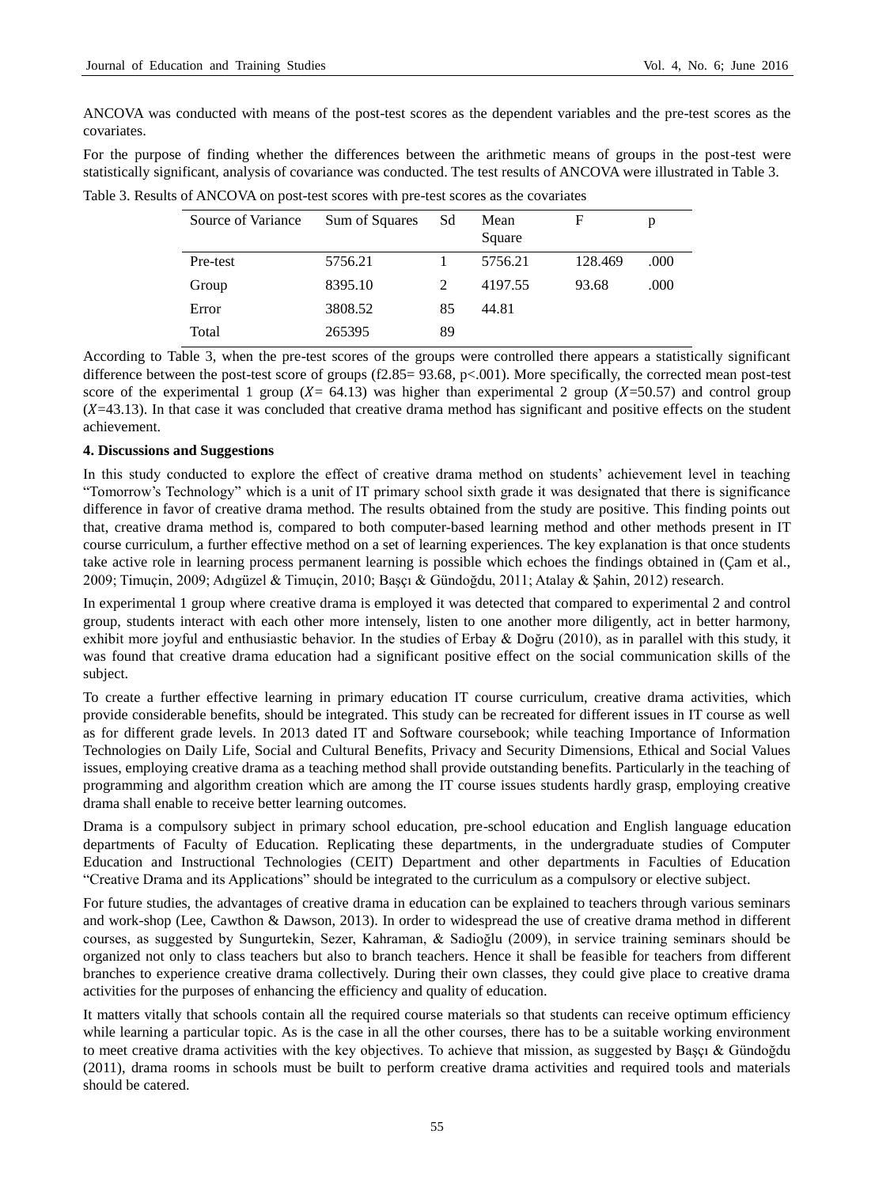ANCOVA was conducted with means of the post-test scores as the dependent variables and the pre-test scores as the covariates.

For the purpose of finding whether the differences between the arithmetic means of groups in the post-test were statistically significant, analysis of covariance was conducted. The test results of ANCOVA were illustrated in Table 3.

Table 3. Results of ANCOVA on post-test scores with pre-test scores as the covariates

| Source of Variance | Sum of Squares | Sd | Mean Square | F | p |
|---|---|---|---|---|---|
| Pre-test | 5756.21 | 1 | 5756.21 | 128.469 | .000 |
| Group | 8395.10 | 2 | 4197.55 | 93.68 | .000 |
| Error | 3808.52 | 85 | 44.81 | | |
| Total | 265395 | 89 | | | |

According to Table 3, when the pre-test scores of the groups were controlled there appears a statistically significant difference between the post-test score of groups ($f_{2.85}$= 93.68, p<.001). More specifically, the corrected mean post-test score of the experimental 1 group ($X$= 64.13) was higher than experimental 2 group ($X$=50.57) and control group ($X$=43.13). In that case it was concluded that creative drama method has significant and positive effects on the student achievement.

## 4. Discussions and Suggestions

In this study conducted to explore the effect of creative drama method on students' achievement level in teaching "Tomorrow's Technology" which is a unit of IT primary school sixth grade it was designated that there is significance difference in favor of creative drama method. The results obtained from the study are positive. This finding points out that, creative drama method is, compared to both computer-based learning method and other methods present in IT course curriculum, a further effective method on a set of learning experiences. The key explanation is that once students take active role in learning process permanent learning is possible which echoes the findings obtained in (Çam et al., 2009; Timuçin, 2009; Adıgüzel & Timuçin, 2010; Başçı & Gündoğdu, 2011; Atalay & Şahin, 2012) research.

In experimental 1 group where creative drama is employed it was detected that compared to experimental 2 and control group, students interact with each other more intensely, listen to one another more diligently, act in better harmony, exhibit more joyful and enthusiastic behavior. In the studies of Erbay & Doğru (2010), as in parallel with this study, it was found that creative drama education had a significant positive effect on the social communication skills of the subject.

To create a further effective learning in primary education IT course curriculum, creative drama activities, which provide considerable benefits, should be integrated. This study can be recreated for different issues in IT course as well as for different grade levels. In 2013 dated IT and Software coursebook; while teaching Importance of Information Technologies on Daily Life, Social and Cultural Benefits, Privacy and Security Dimensions, Ethical and Social Values issues, employing creative drama as a teaching method shall provide outstanding benefits. Particularly in the teaching of programming and algorithm creation which are among the IT course issues students hardly grasp, employing creative drama shall enable to receive better learning outcomes.

Drama is a compulsory subject in primary school education, pre-school education and English language education departments of Faculty of Education. Replicating these departments, in the undergraduate studies of Computer Education and Instructional Technologies (CEIT) Department and other departments in Faculties of Education "Creative Drama and its Applications" should be integrated to the curriculum as a compulsory or elective subject.

For future studies, the advantages of creative drama in education can be explained to teachers through various seminars and work-shop (Lee, Cawthon & Dawson, 2013). In order to widespread the use of creative drama method in different courses, as suggested by Sungurtekin, Sezer, Kahraman, & Sadioğlu (2009), in service training seminars should be organized not only to class teachers but also to branch teachers. Hence it shall be feasible for teachers from different branches to experience creative drama collectively. During their own classes, they could give place to creative drama activities for the purposes of enhancing the efficiency and quality of education.

It matters vitally that schools contain all the required course materials so that students can receive optimum efficiency while learning a particular topic. As is the case in all the other courses, there has to be a suitable working environment to meet creative drama activities with the key objectives. To achieve that mission, as suggested by Başçı & Gündoğdu (2011), drama rooms in schools must be built to perform creative drama activities and required tools and materials should be catered.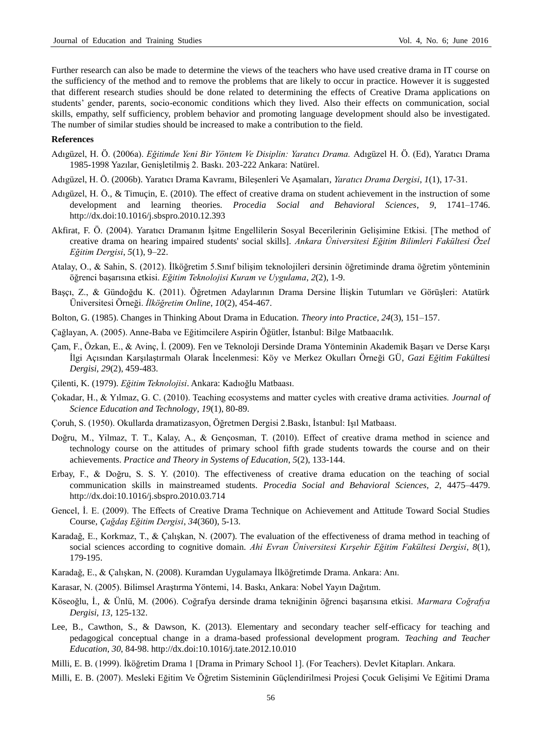Further research can also be made to determine the views of the teachers who have used creative drama in IT course on the sufficiency of the method and to remove the problems that are likely to occur in practice. However it is suggested that different research studies should be done related to determining the effects of Creative Drama applications on students' gender, parents, socio-economic conditions which they lived. Also their effects on communication, social skills, empathy, self sufficiency, problem behavior and promoting language development should also be investigated. The number of similar studies should be increased to make a contribution to the field.

**References**

Adıgüzel, H. Ö. (2006a). *Eğitimde Yeni Bir Yöntem Ve Disiplin: Yaratıcı Drama.* Adıgüzel H. Ö. (Ed), Yaratıcı Drama 1985-1998 Yazılar, Genişletilmiş 2. Baskı. 203-222 Ankara: Natürel.

Adıgüzel, H. Ö. (2006b). Yaratıcı Drama Kavramı, Bileşenleri Ve Aşamaları, *Yaratıcı Drama Dergisi*, *1*(1), 17-31.

Adıgüzel, H. Ö., & Timuçin, E. (2010). The effect of creative drama on student achievement in the instruction of some development and learning theories. *Procedia Social and Behavioral Sciences*, *9*, 1741–1746. http://dx.doi:10.1016/j.sbspro.2010.12.393

Akfirat, F. Ö. (2004). Yaratıcı Dramanın İşitme Engellilerin Sosyal Becerilerinin Gelişimine Etkisi. [The method of creative drama on hearing impaired students' social skills]. *Ankara Üniversitesi Eğitim Bilimleri Fakültesi Özel Eğitim Dergisi*, *5*(1), 9–22.

Atalay, O., & Sahin, S. (2012). İlköğretim 5.Sınıf bilişim teknolojileri dersinin öğretiminde drama öğretim yönteminin öğrenci başarısına etkisi. *Eğitim Teknolojisi Kuram ve Uygulama*, *2*(2), 1-9.

Başçı, Z., & Gündoğdu K. (2011). Öğretmen Adaylarının Drama Dersine İlişkin Tutumları ve Görüşleri: Atatürk Üniversitesi Örneği. *İlköğretim Online*, *10*(2), 454-467.

Bolton, G. (1985). Changes in Thinking About Drama in Education. *Theory into Practice*, *24*(3), 151–157.

Çağlayan, A. (2005). Anne-Baba ve Eğitimcilere Aspirin Öğütler, İstanbul: Bilge Matbaacılık.

Çam, F., Özkan, E., & Avinç, İ. (2009). Fen ve Teknoloji Dersinde Drama Yönteminin Akademik Başarı ve Derse Karşı İlgi Açısından Karşılaştırmalı Olarak İncelenmesi: Köy ve Merkez Okulları Örneği GÜ, *Gazi Eğitim Fakültesi Dergisi*, *29*(2), 459-483.

Çilenti, K. (1979). *Eğitim Teknolojisi*. Ankara: Kadıoğlu Matbaası.

Çokadar, H., & Yılmaz, G. C. (2010). Teaching ecosystems and matter cycles with creative drama activities. *Journal of Science Education and Technology*, *19*(1), 80-89.

Çoruh, S. (1950). Okullarda dramatizasyon, Öğretmen Dergisi 2.Baskı, İstanbul: Işıl Matbaası.

Doğru, M., Yilmaz, T. T., Kalay, A., & Gençosman, T. (2010). Effect of creative drama method in science and technology course on the attitudes of primary school fifth grade students towards the course and on their achievements. *Practice and Theory in Systems of Education*, *5*(2), 133-144.

Erbay, F., & Doğru, S. S. Y. (2010). The effectiveness of creative drama education on the teaching of social communication skills in mainstreamed students. *Procedia Social and Behavioral Sciences, 2*, 4475–4479. http://dx.doi:10.1016/j.sbspro.2010.03.714

Gencel, İ. E. (2009). The Effects of Creative Drama Technique on Achievement and Attitude Toward Social Studies Course, *Çağdaş Eğitim Dergisi*, *34*(360), 5-13.

Karadağ, E., Korkmaz, T., & Çalışkan, N. (2007). The evaluation of the effectiveness of drama method in teaching of social sciences according to cognitive domain. *Ahi Evran Üniversitesi Kırşehir Eğitim Fakültesi Dergisi*, *8*(1), 179-195.

Karadağ, E., & Çalışkan, N. (2008). Kuramdan Uygulamaya İlköğretimde Drama. Ankara: Anı.

Karasar, N. (2005). Bilimsel Araştırma Yöntemi, 14. Baskı, Ankara: Nobel Yayın Dağıtım.

Köseoğlu, İ., & Ünlü, M. (2006). Coğrafya dersinde drama tekniğinin öğrenci başarısına etkisi. *Marmara Coğrafya Dergisi*, *13*, 125-132.

Lee, B., Cawthon, S., & Dawson, K. (2013). Elementary and secondary teacher self-efficacy for teaching and pedagogical conceptual change in a drama-based professional development program. *Teaching and Teacher Education*, *30*, 84-98. http://dx.doi:10.1016/j.tate.2012.10.010

Milli, E. B. (1999). İköğretim Drama 1 [Drama in Primary School 1]. (For Teachers). Devlet Kitapları. Ankara.

Milli, E. B. (2007). Mesleki Eğitim Ve Öğretim Sisteminin Güçlendirilmesi Projesi Çocuk Gelişimi Ve Eğitimi Drama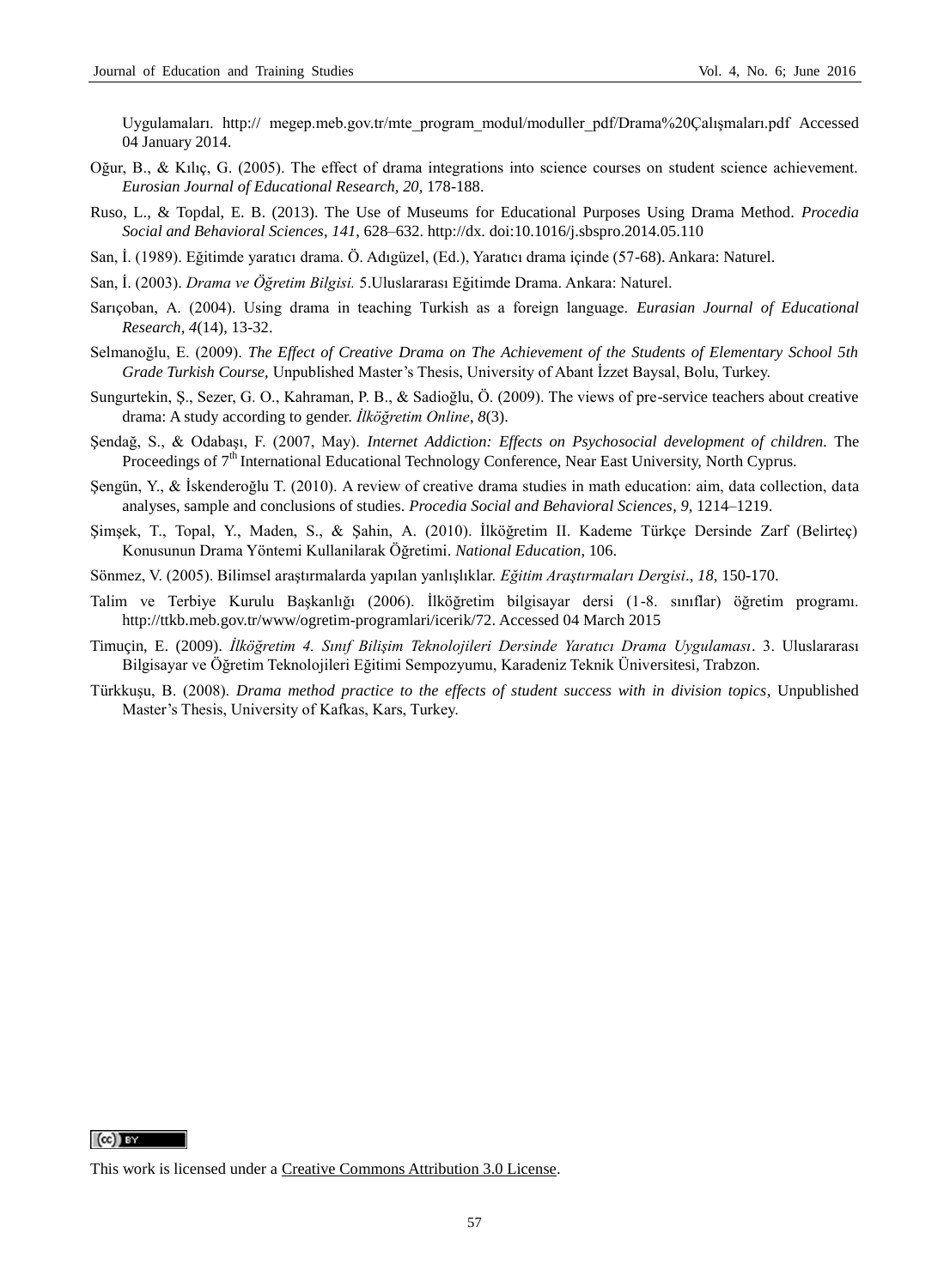Uygulamaları. http:// megep.meb.gov.tr/mte_program_modul/moduller_pdf/Drama%20Çalışmaları.pdf Accessed 04 January 2014.

Oğur, B., & Kılıç, G. (2005). The effect of drama integrations into science courses on student science achievement. *Eurosian Journal of Educational Research, 20,* 178-188.

Ruso, L., & Topdal, E. B. (2013). The Use of Museums for Educational Purposes Using Drama Method. *Procedia Social and Behavioral Sciences, 141*, 628–632. http://dx. doi:10.1016/j.sbspro.2014.05.110

San, İ. (1989). Eğitimde yaratıcı drama. Ö. Adıgüzel, (Ed.), Yaratıcı drama içinde (57-68). Ankara: Naturel.

San, İ. (2003). *Drama ve Öğretim Bilgisi.* 5.Uluslararası Eğitimde Drama. Ankara: Naturel.

Sarıçoban, A. (2004). Using drama in teaching Turkish as a foreign language. *Eurasian Journal of Educational Research, 4*(14), 13-32.

Selmanoğlu, E. (2009). *The Effect of Creative Drama on The Achievement of the Students of Elementary School 5th Grade Turkish Course,* Unpublished Master's Thesis, University of Abant İzzet Baysal, Bolu, Turkey.

Sungurtekin, Ş., Sezer, G. O., Kahraman, P. B., & Sadioğlu, Ö. (2009). The views of pre-service teachers about creative drama: A study according to gender. *İlköğretim Online, 8*(3).

Şendağ, S., & Odabaşı, F. (2007, May). *Internet Addiction: Effects on Psychosocial development of children.* The Proceedings of 7th International Educational Technology Conference, Near East University, North Cyprus.

Şengün, Y., & İskenderoğlu T. (2010). A review of creative drama studies in math education: aim, data collection, data analyses, sample and conclusions of studies. *Procedia Social and Behavioral Sciences, 9*, 1214–1219.

Şimşek, T., Topal, Y., Maden, S., & Şahin, A. (2010). İlköğretim II. Kademe Türkçe Dersinde Zarf (Belirteç) Konusunun Drama Yöntemi Kullanilarak Öğretimi. *National Education,* 106.

Sönmez, V. (2005). Bilimsel araştırmalarda yapılan yanlışlıklar. *Eğitim Araştırmaları Dergisi*., *18,* 150-170.

Talim ve Terbiye Kurulu Başkanlığı (2006). İlköğretim bilgisayar dersi (1-8. sınıflar) öğretim programı. http://ttkb.meb.gov.tr/www/ogretim-programlari/icerik/72. Accessed 04 March 2015

Timuçin, E. (2009). *İlköğretim 4. Sınıf Bilişim Teknolojileri Dersinde Yaratıcı Drama Uygulaması*. 3. Uluslararası Bilgisayar ve Öğretim Teknolojileri Eğitimi Sempozyumu, Karadeniz Teknik Üniversitesi, Trabzon.

Türkkuşu, B. (2008). *Drama method practice to the effects of student success with in division topics*, Unpublished Master's Thesis, University of Kafkas, Kars, Turkey.

This work is licensed under a Creative Commons Attribution 3.0 License.